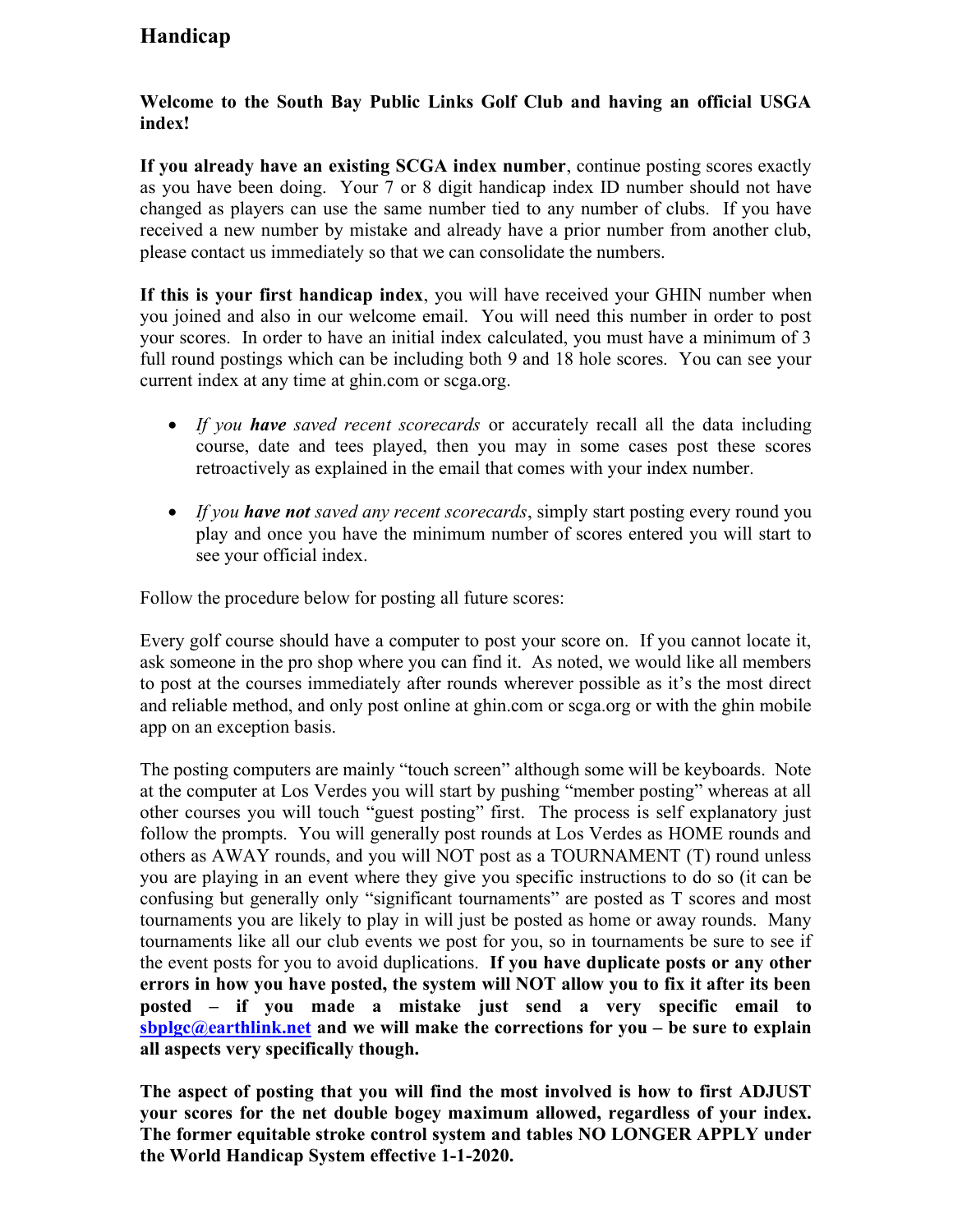# Handicap

**Welcome to the South Bay Public Links Golf Club and having an official USGA index!**

**If you already have an existing SCGA index number**, continue posting scores exactly as you have been doing. Your 7 or 8 digit handicap index ID number should not have changed as players can use the same number tied to any number of clubs. If you have received a new number by mistake and already have a prior number from another club, please contact us immediately so that we can consolidate the numbers.

**If this is your first handicap index**, you will have received your GHIN number when you joined and also in our welcome email. You will need this number in order to post your scores. In order to have an initial index calculated, you must have a minimum of 3 full round postings which can be including both 9 and 18 hole scores. You can see your current index at any time at ghin.com or scga.org.

- *If you **have** saved recent scorecards* or accurately recall all the data including course, date and tees played, then you may in some cases post these scores retroactively as explained in the email that comes with your index number.
- *If you **have not** saved any recent scorecards*, simply start posting every round you play and once you have the minimum number of scores entered you will start to see your official index.

Follow the procedure below for posting all future scores:

Every golf course should have a computer to post your score on. If you cannot locate it, ask someone in the pro shop where you can find it. As noted, we would like all members to post at the courses immediately after rounds wherever possible as it's the most direct and reliable method, and only post online at ghin.com or scga.org or with the ghin mobile app on an exception basis.

The posting computers are mainly "touch screen" although some will be keyboards. Note at the computer at Los Verdes you will start by pushing "member posting" whereas at all other courses you will touch "guest posting" first. The process is self explanatory just follow the prompts. You will generally post rounds at Los Verdes as HOME rounds and others as AWAY rounds, and you will NOT post as a TOURNAMENT (T) round unless you are playing in an event where they give you specific instructions to do so (it can be confusing but generally only "significant tournaments" are posted as T scores and most tournaments you are likely to play in will just be posted as home or away rounds. Many tournaments like all our club events we post for you, so in tournaments be sure to see if the event posts for you to avoid duplications. **If you have duplicate posts or any other errors in how you have posted, the system will NOT allow you to fix it after its been posted – if you made a mistake just send a very specific email to sbplgc@earthlink.net and we will make the corrections for you – be sure to explain all aspects very specifically though.**

**The aspect of posting that you will find the most involved is how to first ADJUST your scores for the net double bogey maximum allowed, regardless of your index. The former equitable stroke control system and tables NO LONGER APPLY under the World Handicap System effective 1-1-2020.**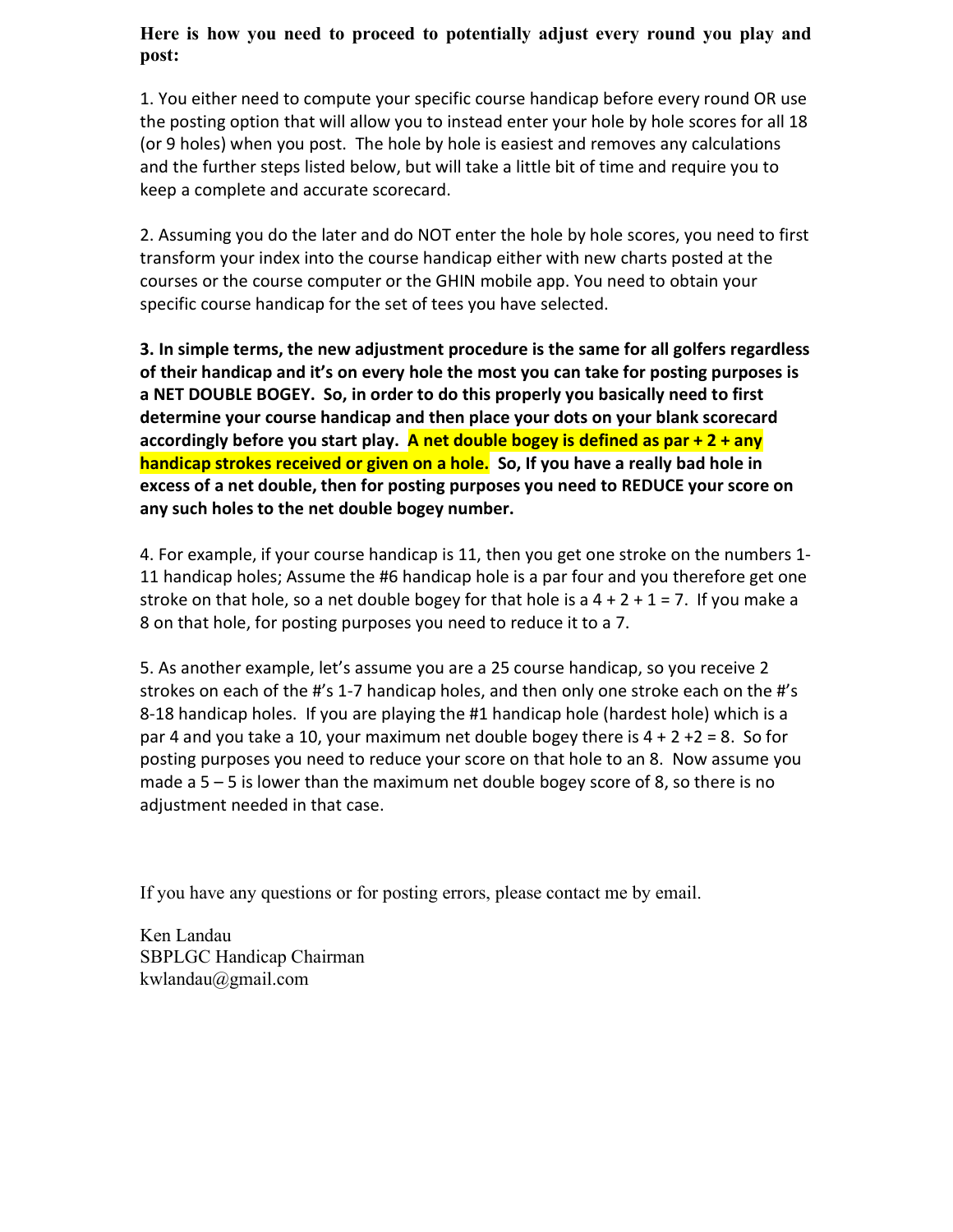**Here is how you need to proceed to potentially adjust every round you play and post:**

1. You either need to compute your specific course handicap before every round OR use the posting option that will allow you to instead enter your hole by hole scores for all 18 (or 9 holes) when you post. The hole by hole is easiest and removes any calculations and the further steps listed below, but will take a little bit of time and require you to keep a complete and accurate scorecard.

2. Assuming you do the later and do NOT enter the hole by hole scores, you need to first transform your index into the course handicap either with new charts posted at the courses or the course computer or the GHIN mobile app. You need to obtain your specific course handicap for the set of tees you have selected.

**3. In simple terms, the new adjustment procedure is the same for all golfers regardless of their handicap and it's on every hole the most you can take for posting purposes is a NET DOUBLE BOGEY. So, in order to do this properly you basically need to first determine your course handicap and then place your dots on your blank scorecard accordingly before you start play. A net double bogey is defined as par + 2 + any handicap strokes received or given on a hole. So, If you have a really bad hole in excess of a net double, then for posting purposes you need to REDUCE your score on any such holes to the net double bogey number.**

4. For example, if your course handicap is 11, then you get one stroke on the numbers 1-11 handicap holes; Assume the #6 handicap hole is a par four and you therefore get one stroke on that hole, so a net double bogey for that hole is a 4 + 2 + 1 = 7. If you make a 8 on that hole, for posting purposes you need to reduce it to a 7.

5. As another example, let's assume you are a 25 course handicap, so you receive 2 strokes on each of the #'s 1-7 handicap holes, and then only one stroke each on the #'s 8-18 handicap holes. If you are playing the #1 handicap hole (hardest hole) which is a par 4 and you take a 10, your maximum net double bogey there is 4 + 2 +2 = 8. So for posting purposes you need to reduce your score on that hole to an 8. Now assume you made a 5 – 5 is lower than the maximum net double bogey score of 8, so there is no adjustment needed in that case.

If you have any questions or for posting errors, please contact me by email.

Ken Landau
SBPLGC Handicap Chairman
kwlandau@gmail.com